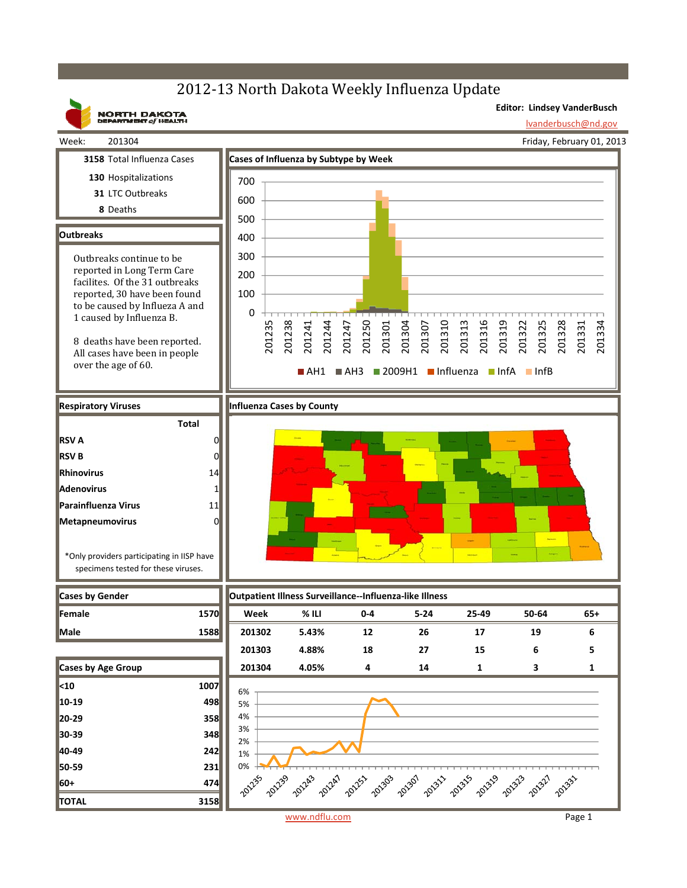# 2012-13 North Dakota Weekly Influenza Update

NORTH DAKOTA DEPARTMENT of HEALTH

**Editor: Lindsey VanderBusch**
lvanderbusch@nd.gov

Week: 201304 — Friday, February 01, 2013

**3158** Total Influenza Cases
**130** Hospitalizations
**31** LTC Outbreaks
**8** Deaths

## Outbreaks

Outbreaks continue to be reported in Long Term Care facilites. Of the 31 outbreaks reported, 30 have been found to be caused by Influeza A and 1 caused by Influenza B.

8 deaths have been reported. All cases have been in people over the age of 60.

## Cases of Influenza by Subtype by Week

Legend: AH1, AH3, 2009H1, Influenza, InfA, InfB

## Respiratory Viruses

| | Total |
|---|---|
| **RSV A** | 0 |
| **RSV B** | 0 |
| **Rhinovirus** | 14 |
| **Adenovirus** | 1 |
| **Parainfluenza Virus** | 11 |
| **Metapneumovirus** | 0 |

*Only providers participating in IISP have specimens tested for these viruses.

## Influenza Cases by County

## Cases by Gender

| | |
|---|---|
| **Female** | 1570 |
| **Male** | 1588 |

## Cases by Age Group

| | |
|---|---|
| <10 | 1007 |
| 10-19 | 498 |
| 20-29 | 358 |
| 30-39 | 348 |
| 40-49 | 242 |
| 50-59 | 231 |
| 60+ | 474 |
| **TOTAL** | 3158 |

## Outpatient Illness Surveillance--Influenza-like Illness

| Week | % ILI | 0-4 | 5-24 | 25-49 | 50-64 | 65+ |
|---|---|---|---|---|---|---|
| 201302 | 5.43% | 12 | 26 | 17 | 19 | 6 |
| 201303 | 4.88% | 18 | 27 | 15 | 6 | 5 |
| 201304 | 4.05% | 4 | 14 | 1 | 3 | 1 |

www.ndflu.com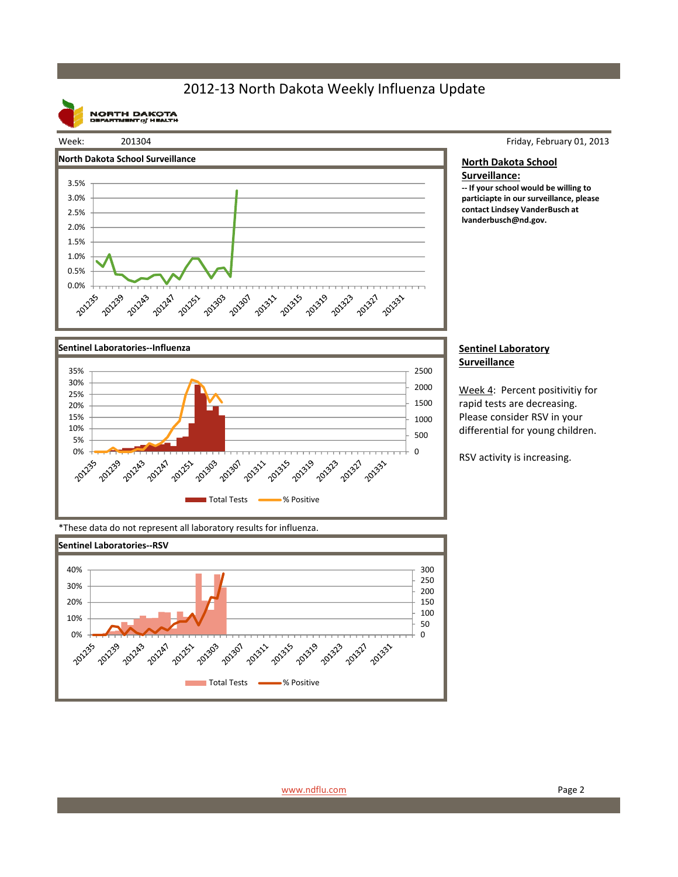# 2012-13 North Dakota Weekly Influenza Update

NORTH DAKOTA DEPARTMENT of HEALTH

Week: 201304

Friday, February 01, 2013

## North Dakota School Surveillance

3.5%
3.0%
2.5%
2.0%
1.5%
1.0%
0.5%
0.0%

201235 201239 201243 201247 201251 201303 201307 201311 201315 201319 201323 201327 201331

### North Dakota School Surveillance:

**-- If your school would be willing to particiapte in our surveillance, please contact Lindsey VanderBusch at lvanderbusch@nd.gov.**

## Sentinel Laboratories--Influenza

35%
30%
25%
20%
15%
10%
5%
0%

2500
2000
1500
1000
500
0

201235 201239 201243 201247 201251 201303 201307 201311 201315 201319 201323 201327 201331

Total Tests
% Positive

*These data do not represent all laboratory results for influenza.

### Sentinel Laboratory Surveillance

Week 4: Percent positivitiy for rapid tests are decreasing. Please consider RSV in your differential for young children.

RSV activity is increasing.

## Sentinel Laboratories--RSV

40%
30%
20%
10%
0%

300
250
200
150
100
50
0

201235 201239 201243 201247 201251 201303 201307 201311 201315 201319 201323 201327 201331

Total Tests
% Positive

www.ndflu.com